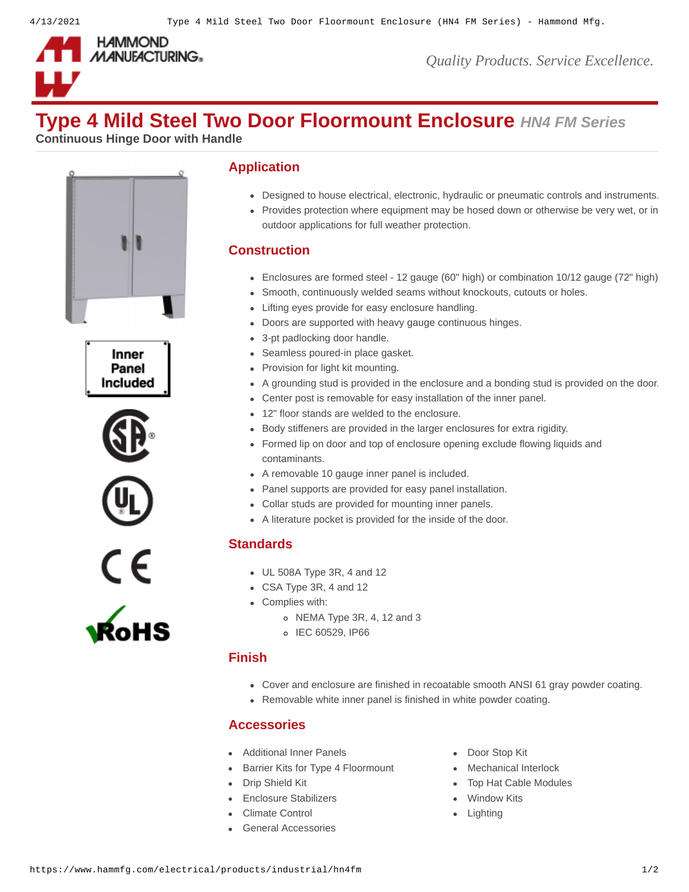# Type 4 Mild Steel Two Door Floormount Enclosure *HN4 FM Series*

**Continuous Hinge Door with Handle**

Inner Panel Included

## Application

- Designed to house electrical, electronic, hydraulic or pneumatic controls and instruments.
- Provides protection where equipment may be hosed down or otherwise be very wet, or in outdoor applications for full weather protection.

## Construction

- Enclosures are formed steel - 12 gauge (60" high) or combination 10/12 gauge (72" high)
- Smooth, continuously welded seams without knockouts, cutouts or holes.
- Lifting eyes provide for easy enclosure handling.
- Doors are supported with heavy gauge continuous hinges.
- 3-pt padlocking door handle.
- Seamless poured-in place gasket.
- Provision for light kit mounting.
- A grounding stud is provided in the enclosure and a bonding stud is provided on the door.
- Center post is removable for easy installation of the inner panel.
- 12" floor stands are welded to the enclosure.
- Body stiffeners are provided in the larger enclosures for extra rigidity.
- Formed lip on door and top of enclosure opening exclude flowing liquids and contaminants.
- A removable 10 gauge inner panel is included.
- Panel supports are provided for easy panel installation.
- Collar studs are provided for mounting inner panels.
- A literature pocket is provided for the inside of the door.

## Standards

- UL 508A Type 3R, 4 and 12
- CSA Type 3R, 4 and 12
- Complies with:
  - NEMA Type 3R, 4, 12 and 3
  - IEC 60529, IP66

## Finish

- Cover and enclosure are finished in recoatable smooth ANSI 61 gray powder coating.
- Removable white inner panel is finished in white powder coating.

## Accessories

- Additional Inner Panels
- Barrier Kits for Type 4 Floormount
- Drip Shield Kit
- Enclosure Stabilizers
- Climate Control
- General Accessories
- Door Stop Kit
- Mechanical Interlock
- Top Hat Cable Modules
- Window Kits
- Lighting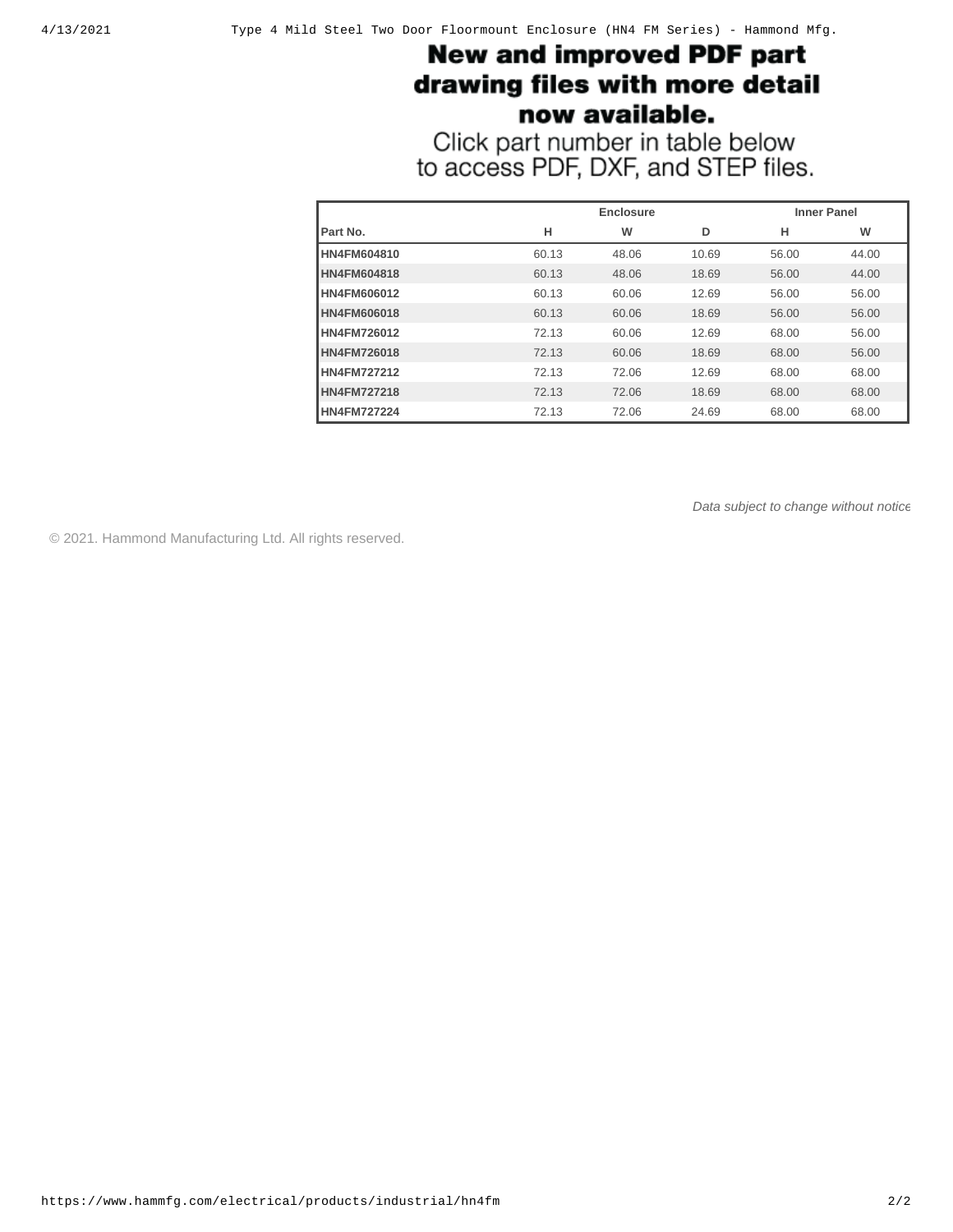**New and improved PDF part drawing files with more detail now available.**

Click part number in table below to access PDF, DXF, and STEP files.

| | Enclosure | | | Inner Panel | |
|---|---|---|---|---|---|
| Part No. | H | W | D | H | W |
| **HN4FM604810** | 60.13 | 48.06 | 10.69 | 56.00 | 44.00 |
| **HN4FM604818** | 60.13 | 48.06 | 18.69 | 56.00 | 44.00 |
| **HN4FM606012** | 60.13 | 60.06 | 12.69 | 56.00 | 56.00 |
| **HN4FM606018** | 60.13 | 60.06 | 18.69 | 56.00 | 56.00 |
| **HN4FM726012** | 72.13 | 60.06 | 12.69 | 68.00 | 56.00 |
| **HN4FM726018** | 72.13 | 60.06 | 18.69 | 68.00 | 56.00 |
| **HN4FM727212** | 72.13 | 72.06 | 12.69 | 68.00 | 68.00 |
| **HN4FM727218** | 72.13 | 72.06 | 18.69 | 68.00 | 68.00 |
| **HN4FM727224** | 72.13 | 72.06 | 24.69 | 68.00 | 68.00 |

*Data subject to change without notice*

© 2021. Hammond Manufacturing Ltd. All rights reserved.